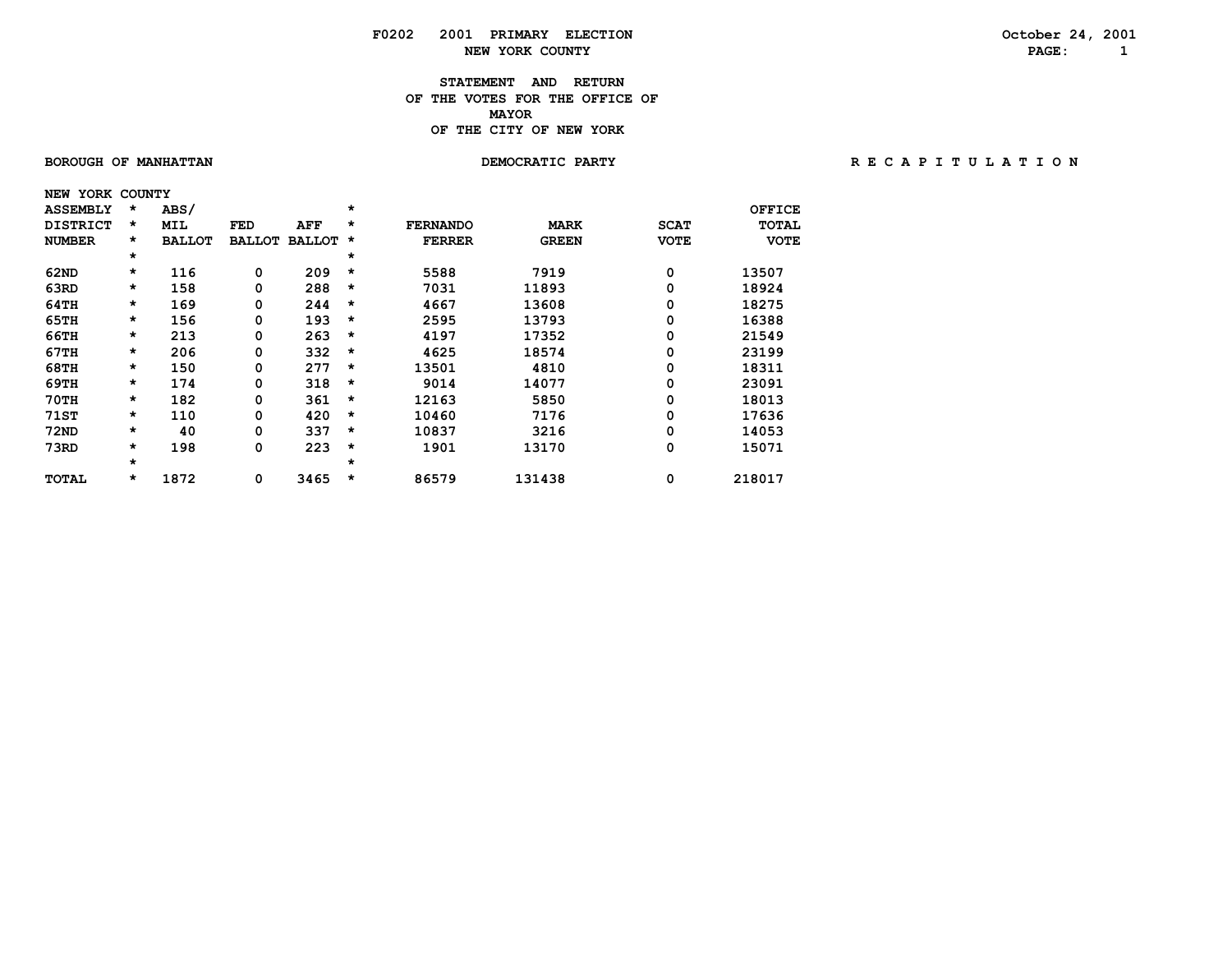F0202 2001 PRIMARY ELECTION
NEW YORK COUNTY

October 24, 2001

# STATEMENT AND RETURN OF THE VOTES FOR THE OFFICE OF MAYOR OF THE CITY OF NEW YORK

BOROUGH OF MANHATTAN — DEMOCRATIC PARTY — R E C A P I T U L A T I O N

NEW YORK COUNTY

| ASSEMBLY DISTRICT NUMBER | ABS/ MIL BALLOT | FED BALLOT | AFF BALLOT | FERNANDO FERRER | MARK GREEN | SCAT VOTE | OFFICE TOTAL VOTE |
|---|---|---|---|---|---|---|---|
| 62ND | 116 | 0 | 209 | 5588 | 7919 | 0 | 13507 |
| 63RD | 158 | 0 | 288 | 7031 | 11893 | 0 | 18924 |
| 64TH | 169 | 0 | 244 | 4667 | 13608 | 0 | 18275 |
| 65TH | 156 | 0 | 193 | 2595 | 13793 | 0 | 16388 |
| 66TH | 213 | 0 | 263 | 4197 | 17352 | 0 | 21549 |
| 67TH | 206 | 0 | 332 | 4625 | 18574 | 0 | 23199 |
| 68TH | 150 | 0 | 277 | 13501 | 4810 | 0 | 18311 |
| 69TH | 174 | 0 | 318 | 9014 | 14077 | 0 | 23091 |
| 70TH | 182 | 0 | 361 | 12163 | 5850 | 0 | 18013 |
| 71ST | 110 | 0 | 420 | 10460 | 7176 | 0 | 17636 |
| 72ND | 40 | 0 | 337 | 10837 | 3216 | 0 | 14053 |
| 73RD | 198 | 0 | 223 | 1901 | 13170 | 0 | 15071 |
| TOTAL | 1872 | 0 | 3465 | 86579 | 131438 | 0 | 218017 |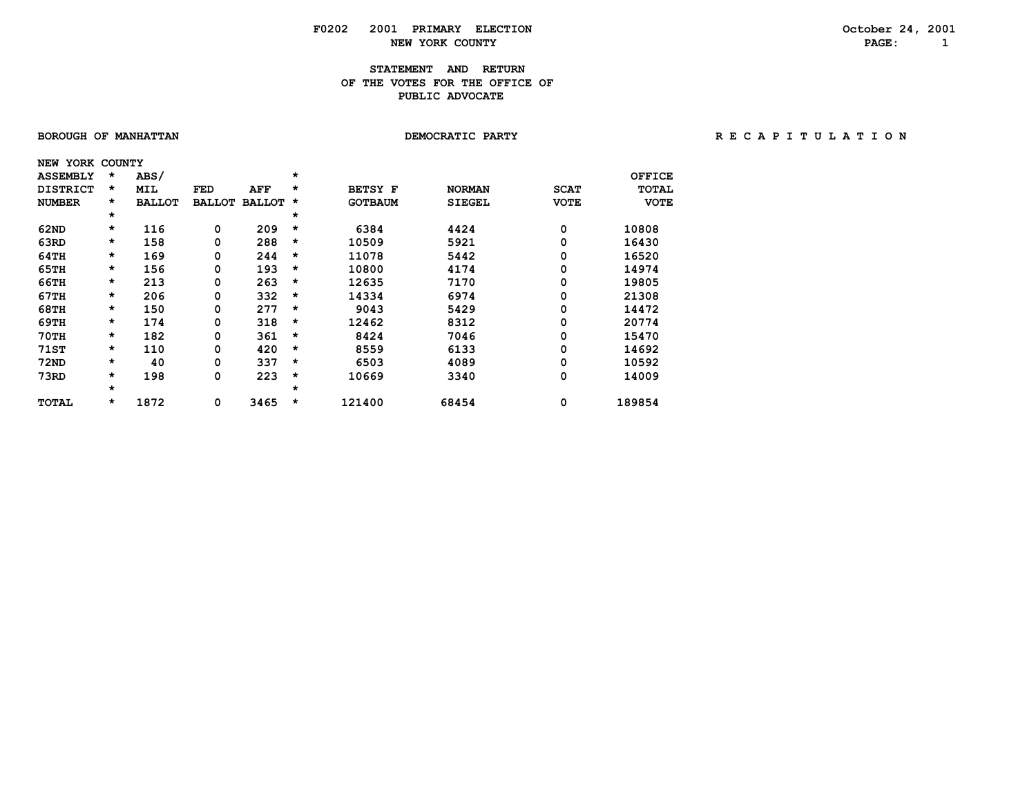# F0202 2001 PRIMARY ELECTION

## NEW YORK COUNTY

October 24, 2001

### STATEMENT AND RETURN OF THE VOTES FOR THE OFFICE OF PUBLIC ADVOCATE

BOROUGH OF MANHATTAN — DEMOCRATIC PARTY — R E C A P I T U L A T I O N

NEW YORK COUNTY

| ASSEMBLY DISTRICT NUMBER | ABS/ MIL BALLOT | FED BALLOT | AFF BALLOT | BETSY F GOTBAUM | NORMAN SIEGEL | SCAT VOTE | OFFICE TOTAL VOTE |
|---|---|---|---|---|---|---|---|
| 62ND | 116 | 0 | 209 | 6384 | 4424 | 0 | 10808 |
| 63RD | 158 | 0 | 288 | 10509 | 5921 | 0 | 16430 |
| 64TH | 169 | 0 | 244 | 11078 | 5442 | 0 | 16520 |
| 65TH | 156 | 0 | 193 | 10800 | 4174 | 0 | 14974 |
| 66TH | 213 | 0 | 263 | 12635 | 7170 | 0 | 19805 |
| 67TH | 206 | 0 | 332 | 14334 | 6974 | 0 | 21308 |
| 68TH | 150 | 0 | 277 | 9043 | 5429 | 0 | 14472 |
| 69TH | 174 | 0 | 318 | 12462 | 8312 | 0 | 20774 |
| 70TH | 182 | 0 | 361 | 8424 | 7046 | 0 | 15470 |
| 71ST | 110 | 0 | 420 | 8559 | 6133 | 0 | 14692 |
| 72ND | 40 | 0 | 337 | 6503 | 4089 | 0 | 10592 |
| 73RD | 198 | 0 | 223 | 10669 | 3340 | 0 | 14009 |
| TOTAL | 1872 | 0 | 3465 | 121400 | 68454 | 0 | 189854 |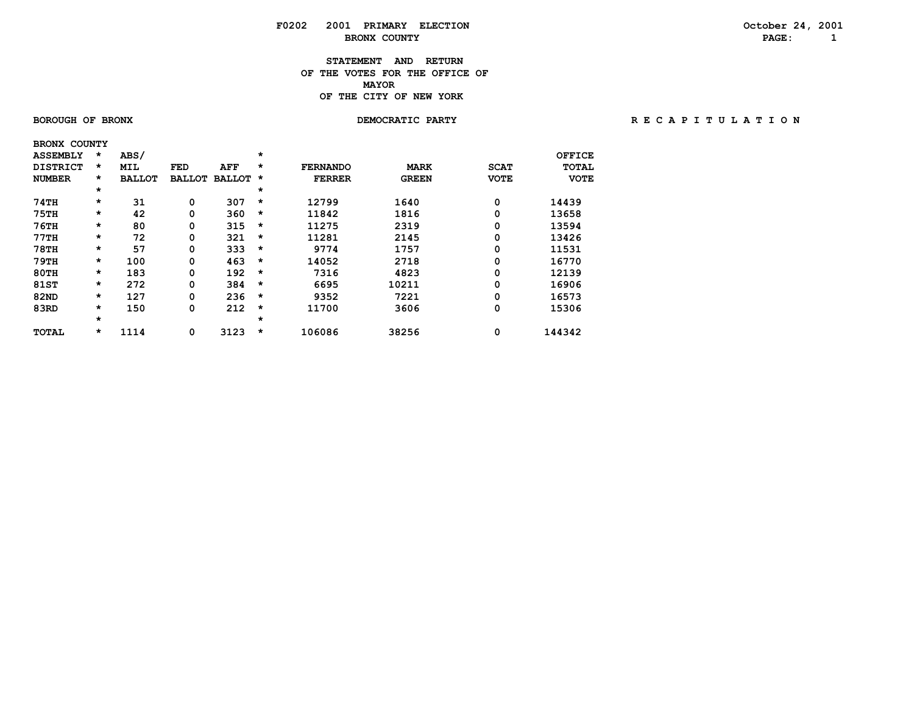F0202 2001 PRIMARY ELECTION

BRONX COUNTY

October 24, 2001

# STATEMENT AND RETURN OF THE VOTES FOR THE OFFICE OF MAYOR OF THE CITY OF NEW YORK

BOROUGH OF BRONX

DEMOCRATIC PARTY

R E C A P I T U L A T I O N

BRONX COUNTY

| ASSEMBLY DISTRICT NUMBER | ABS/ MIL BALLOT | FED BALLOT | AFF BALLOT | FERNANDO FERRER | MARK GREEN | SCAT VOTE | OFFICE TOTAL VOTE |
|---|---|---|---|---|---|---|---|
| 74TH | 31 | 0 | 307 | 12799 | 1640 | 0 | 14439 |
| 75TH | 42 | 0 | 360 | 11842 | 1816 | 0 | 13658 |
| 76TH | 80 | 0 | 315 | 11275 | 2319 | 0 | 13594 |
| 77TH | 72 | 0 | 321 | 11281 | 2145 | 0 | 13426 |
| 78TH | 57 | 0 | 333 | 9774 | 1757 | 0 | 11531 |
| 79TH | 100 | 0 | 463 | 14052 | 2718 | 0 | 16770 |
| 80TH | 183 | 0 | 192 | 7316 | 4823 | 0 | 12139 |
| 81ST | 272 | 0 | 384 | 6695 | 10211 | 0 | 16906 |
| 82ND | 127 | 0 | 236 | 9352 | 7221 | 0 | 16573 |
| 83RD | 150 | 0 | 212 | 11700 | 3606 | 0 | 15306 |
| TOTAL | 1114 | 0 | 3123 | 106086 | 38256 | 0 | 144342 |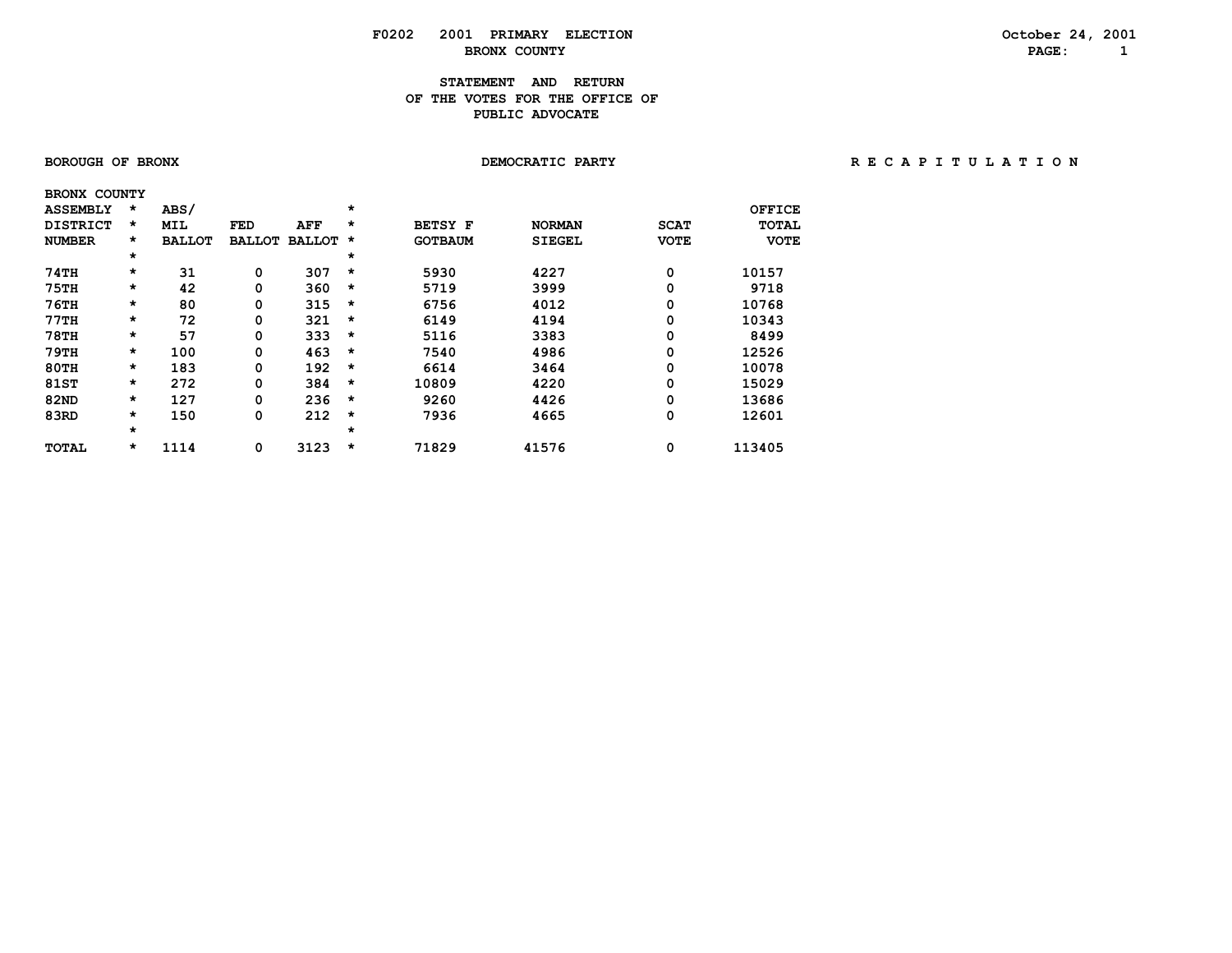F0202 2001 PRIMARY ELECTION

BRONX COUNTY

October 24, 2001

STATEMENT AND RETURN
OF THE VOTES FOR THE OFFICE OF
PUBLIC ADVOCATE

BOROUGH OF BRONX

DEMOCRATIC PARTY

R E C A P I T U L A T I O N

BRONX COUNTY

| ASSEMBLY DISTRICT NUMBER | ABS/ MIL BALLOT | FED BALLOT | AFF BALLOT | BETSY F GOTBAUM | NORMAN SIEGEL | SCAT VOTE | OFFICE TOTAL VOTE |
|---|---|---|---|---|---|---|---|
| 74TH | 31 | 0 | 307 | 5930 | 4227 | 0 | 10157 |
| 75TH | 42 | 0 | 360 | 5719 | 3999 | 0 | 9718 |
| 76TH | 80 | 0 | 315 | 6756 | 4012 | 0 | 10768 |
| 77TH | 72 | 0 | 321 | 6149 | 4194 | 0 | 10343 |
| 78TH | 57 | 0 | 333 | 5116 | 3383 | 0 | 8499 |
| 79TH | 100 | 0 | 463 | 7540 | 4986 | 0 | 12526 |
| 80TH | 183 | 0 | 192 | 6614 | 3464 | 0 | 10078 |
| 81ST | 272 | 0 | 384 | 10809 | 4220 | 0 | 15029 |
| 82ND | 127 | 0 | 236 | 9260 | 4426 | 0 | 13686 |
| 83RD | 150 | 0 | 212 | 7936 | 4665 | 0 | 12601 |
| TOTAL | 1114 | 0 | 3123 | 71829 | 41576 | 0 | 113405 |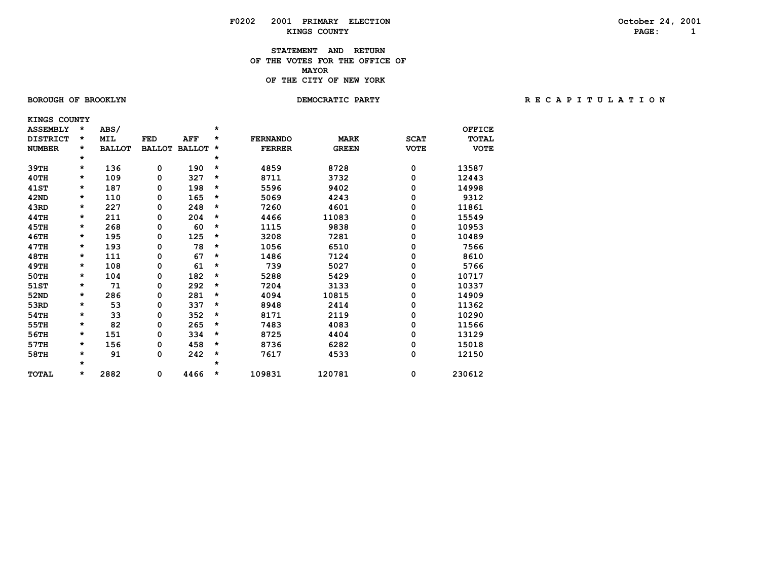F0202 2001 PRIMARY ELECTION
KINGS COUNTY

October 24, 2001

# STATEMENT AND RETURN OF THE VOTES FOR THE OFFICE OF MAYOR OF THE CITY OF NEW YORK

BOROUGH OF BROOKLYN — DEMOCRATIC PARTY — RECAPITULATION

KINGS COUNTY

| ASSEMBLY DISTRICT NUMBER | ABS/ MIL BALLOT | FED BALLOT | AFF BALLOT | FERNANDO FERRER | MARK GREEN | SCAT VOTE | OFFICE TOTAL VOTE |
|---|---|---|---|---|---|---|---|
| 39TH | 136 | 0 | 190 | 4859 | 8728 | 0 | 13587 |
| 40TH | 109 | 0 | 327 | 8711 | 3732 | 0 | 12443 |
| 41ST | 187 | 0 | 198 | 5596 | 9402 | 0 | 14998 |
| 42ND | 110 | 0 | 165 | 5069 | 4243 | 0 | 9312 |
| 43RD | 227 | 0 | 248 | 7260 | 4601 | 0 | 11861 |
| 44TH | 211 | 0 | 204 | 4466 | 11083 | 0 | 15549 |
| 45TH | 268 | 0 | 60 | 1115 | 9838 | 0 | 10953 |
| 46TH | 195 | 0 | 125 | 3208 | 7281 | 0 | 10489 |
| 47TH | 193 | 0 | 78 | 1056 | 6510 | 0 | 7566 |
| 48TH | 111 | 0 | 67 | 1486 | 7124 | 0 | 8610 |
| 49TH | 108 | 0 | 61 | 739 | 5027 | 0 | 5766 |
| 50TH | 104 | 0 | 182 | 5288 | 5429 | 0 | 10717 |
| 51ST | 71 | 0 | 292 | 7204 | 3133 | 0 | 10337 |
| 52ND | 286 | 0 | 281 | 4094 | 10815 | 0 | 14909 |
| 53RD | 53 | 0 | 337 | 8948 | 2414 | 0 | 11362 |
| 54TH | 33 | 0 | 352 | 8171 | 2119 | 0 | 10290 |
| 55TH | 82 | 0 | 265 | 7483 | 4083 | 0 | 11566 |
| 56TH | 151 | 0 | 334 | 8725 | 4404 | 0 | 13129 |
| 57TH | 156 | 0 | 458 | 8736 | 6282 | 0 | 15018 |
| 58TH | 91 | 0 | 242 | 7617 | 4533 | 0 | 12150 |
| TOTAL | 2882 | 0 | 4466 | 109831 | 120781 | 0 | 230612 |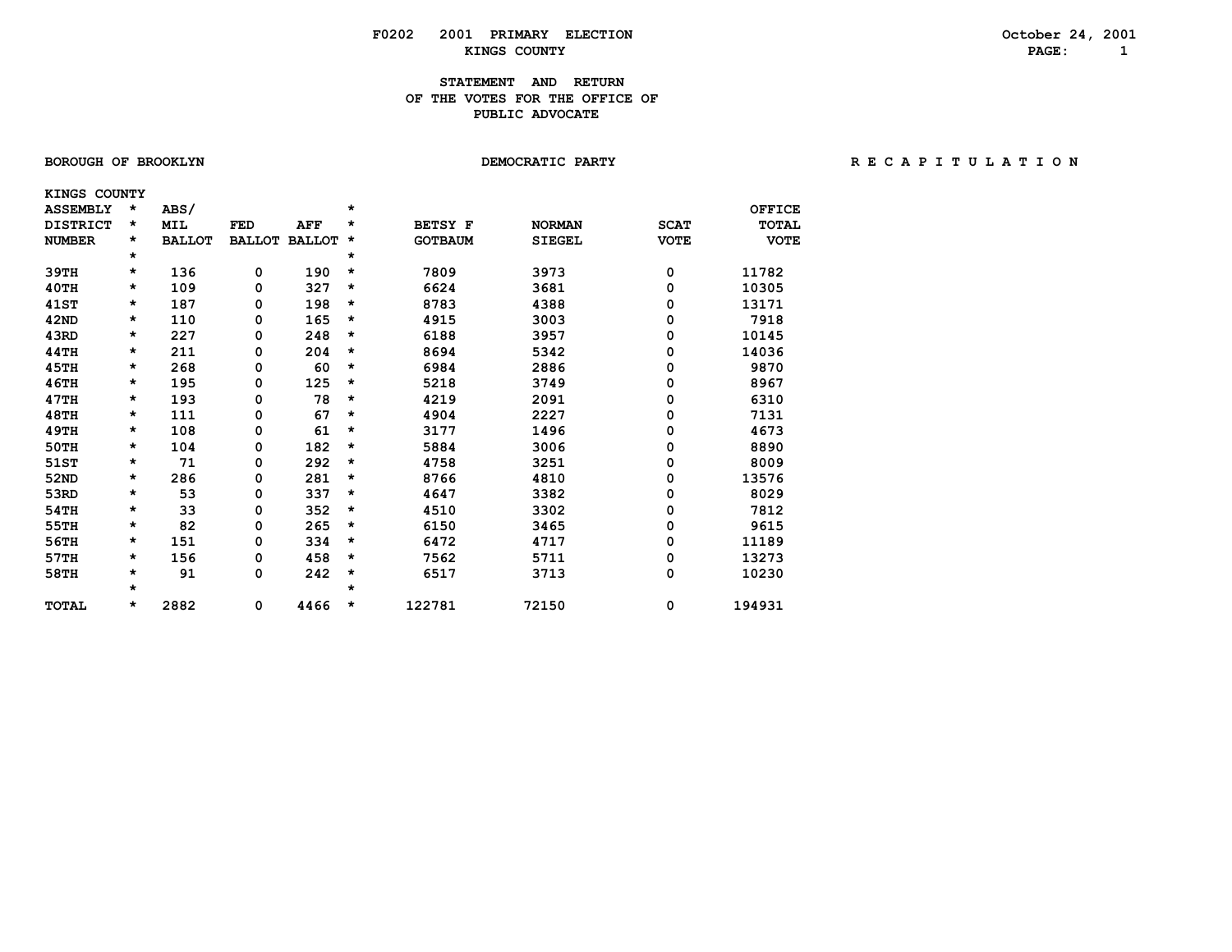F0202 2001 PRIMARY ELECTION

October 24, 2001

KINGS COUNTY

# STATEMENT AND RETURN OF THE VOTES FOR THE OFFICE OF PUBLIC ADVOCATE

BOROUGH OF BROOKLYN

DEMOCRATIC PARTY

R E C A P I T U L A T I O N

KINGS COUNTY

| ASSEMBLY DISTRICT NUMBER | ABS/ MIL BALLOT | FED BALLOT | AFF BALLOT | BETSY F GOTBAUM | NORMAN SIEGEL | SCAT VOTE | OFFICE TOTAL VOTE |
|---|---|---|---|---|---|---|---|
| 39TH | 136 | 0 | 190 | 7809 | 3973 | 0 | 11782 |
| 40TH | 109 | 0 | 327 | 6624 | 3681 | 0 | 10305 |
| 41ST | 187 | 0 | 198 | 8783 | 4388 | 0 | 13171 |
| 42ND | 110 | 0 | 165 | 4915 | 3003 | 0 | 7918 |
| 43RD | 227 | 0 | 248 | 6188 | 3957 | 0 | 10145 |
| 44TH | 211 | 0 | 204 | 8694 | 5342 | 0 | 14036 |
| 45TH | 268 | 0 | 60 | 6984 | 2886 | 0 | 9870 |
| 46TH | 195 | 0 | 125 | 5218 | 3749 | 0 | 8967 |
| 47TH | 193 | 0 | 78 | 4219 | 2091 | 0 | 6310 |
| 48TH | 111 | 0 | 67 | 4904 | 2227 | 0 | 7131 |
| 49TH | 108 | 0 | 61 | 3177 | 1496 | 0 | 4673 |
| 50TH | 104 | 0 | 182 | 5884 | 3006 | 0 | 8890 |
| 51ST | 71 | 0 | 292 | 4758 | 3251 | 0 | 8009 |
| 52ND | 286 | 0 | 281 | 8766 | 4810 | 0 | 13576 |
| 53RD | 53 | 0 | 337 | 4647 | 3382 | 0 | 8029 |
| 54TH | 33 | 0 | 352 | 4510 | 3302 | 0 | 7812 |
| 55TH | 82 | 0 | 265 | 6150 | 3465 | 0 | 9615 |
| 56TH | 151 | 0 | 334 | 6472 | 4717 | 0 | 11189 |
| 57TH | 156 | 0 | 458 | 7562 | 5711 | 0 | 13273 |
| 58TH | 91 | 0 | 242 | 6517 | 3713 | 0 | 10230 |
| TOTAL | 2882 | 0 | 4466 | 122781 | 72150 | 0 | 194931 |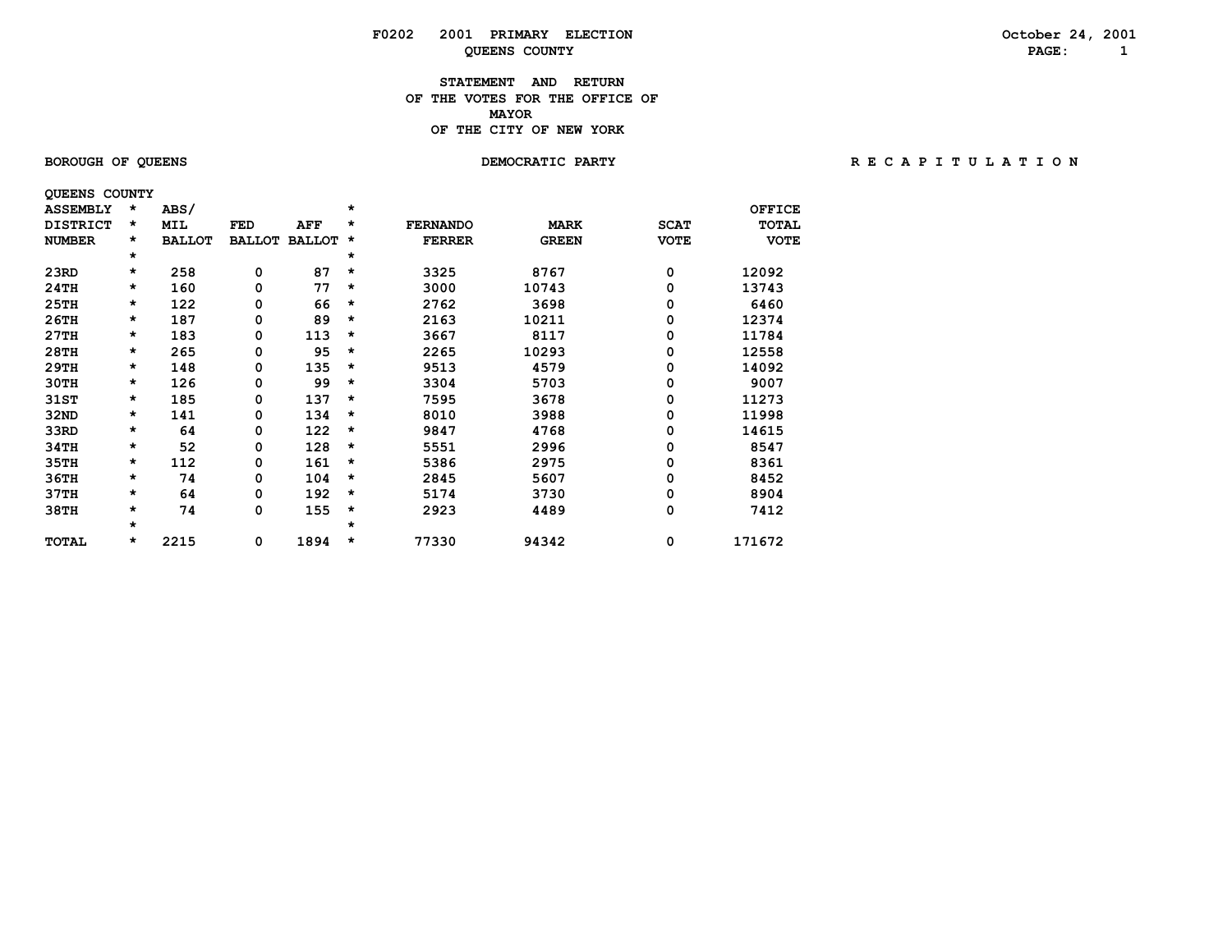F0202 2001 PRIMARY ELECTION

QUEENS COUNTY

October 24, 2001

## STATEMENT AND RETURN OF THE VOTES FOR THE OFFICE OF MAYOR OF THE CITY OF NEW YORK

BOROUGH OF QUEENS — DEMOCRATIC PARTY — R E C A P I T U L A T I O N

QUEENS COUNTY

| ASSEMBLY DISTRICT NUMBER | ABS/ MIL BALLOT | FED BALLOT | AFF BALLOT | FERNANDO FERRER | MARK GREEN | SCAT VOTE | OFFICE TOTAL VOTE |
|---|---|---|---|---|---|---|---|
| 23RD | 258 | 0 | 87 | 3325 | 8767 | 0 | 12092 |
| 24TH | 160 | 0 | 77 | 3000 | 10743 | 0 | 13743 |
| 25TH | 122 | 0 | 66 | 2762 | 3698 | 0 | 6460 |
| 26TH | 187 | 0 | 89 | 2163 | 10211 | 0 | 12374 |
| 27TH | 183 | 0 | 113 | 3667 | 8117 | 0 | 11784 |
| 28TH | 265 | 0 | 95 | 2265 | 10293 | 0 | 12558 |
| 29TH | 148 | 0 | 135 | 9513 | 4579 | 0 | 14092 |
| 30TH | 126 | 0 | 99 | 3304 | 5703 | 0 | 9007 |
| 31ST | 185 | 0 | 137 | 7595 | 3678 | 0 | 11273 |
| 32ND | 141 | 0 | 134 | 8010 | 3988 | 0 | 11998 |
| 33RD | 64 | 0 | 122 | 9847 | 4768 | 0 | 14615 |
| 34TH | 52 | 0 | 128 | 5551 | 2996 | 0 | 8547 |
| 35TH | 112 | 0 | 161 | 5386 | 2975 | 0 | 8361 |
| 36TH | 74 | 0 | 104 | 2845 | 5607 | 0 | 8452 |
| 37TH | 64 | 0 | 192 | 5174 | 3730 | 0 | 8904 |
| 38TH | 74 | 0 | 155 | 2923 | 4489 | 0 | 7412 |
| TOTAL | 2215 | 0 | 1894 | 77330 | 94342 | 0 | 171672 |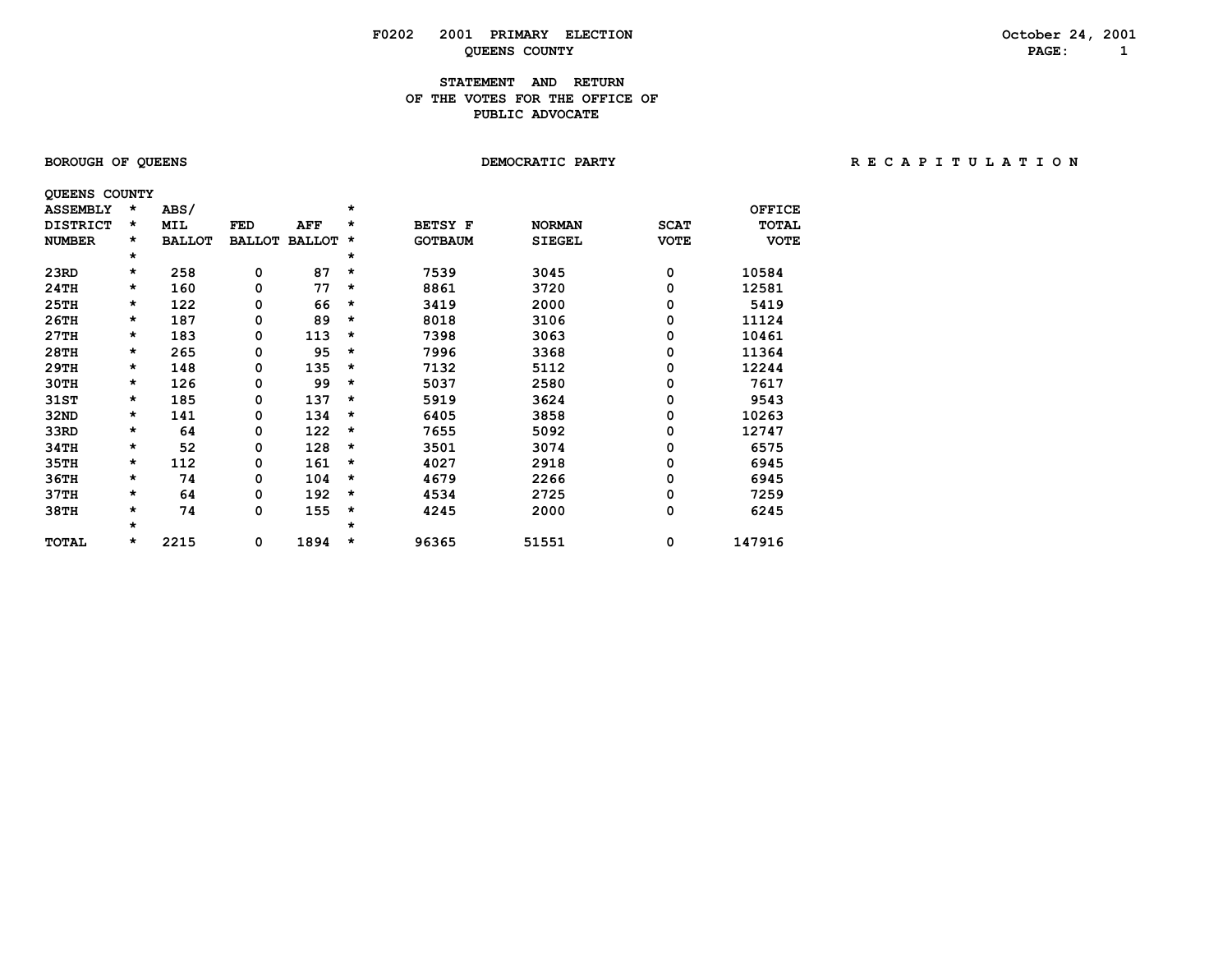# F0202 2001 PRIMARY ELECTION

October 24, 2001

QUEENS COUNTY

## STATEMENT AND RETURN OF THE VOTES FOR THE OFFICE OF PUBLIC ADVOCATE

BOROUGH OF QUEENS — DEMOCRATIC PARTY — R E C A P I T U L A T I O N

QUEENS COUNTY

| ASSEMBLY DISTRICT NUMBER | ABS/ MIL BALLOT | FED BALLOT | AFF BALLOT | BETSY F GOTBAUM | NORMAN SIEGEL | SCAT VOTE | OFFICE TOTAL VOTE |
|---|---|---|---|---|---|---|---|
| 23RD | 258 | 0 | 87 | 7539 | 3045 | 0 | 10584 |
| 24TH | 160 | 0 | 77 | 8861 | 3720 | 0 | 12581 |
| 25TH | 122 | 0 | 66 | 3419 | 2000 | 0 | 5419 |
| 26TH | 187 | 0 | 89 | 8018 | 3106 | 0 | 11124 |
| 27TH | 183 | 0 | 113 | 7398 | 3063 | 0 | 10461 |
| 28TH | 265 | 0 | 95 | 7996 | 3368 | 0 | 11364 |
| 29TH | 148 | 0 | 135 | 7132 | 5112 | 0 | 12244 |
| 30TH | 126 | 0 | 99 | 5037 | 2580 | 0 | 7617 |
| 31ST | 185 | 0 | 137 | 5919 | 3624 | 0 | 9543 |
| 32ND | 141 | 0 | 134 | 6405 | 3858 | 0 | 10263 |
| 33RD | 64 | 0 | 122 | 7655 | 5092 | 0 | 12747 |
| 34TH | 52 | 0 | 128 | 3501 | 3074 | 0 | 6575 |
| 35TH | 112 | 0 | 161 | 4027 | 2918 | 0 | 6945 |
| 36TH | 74 | 0 | 104 | 4679 | 2266 | 0 | 6945 |
| 37TH | 64 | 0 | 192 | 4534 | 2725 | 0 | 7259 |
| 38TH | 74 | 0 | 155 | 4245 | 2000 | 0 | 6245 |
| TOTAL | 2215 | 0 | 1894 | 96365 | 51551 | 0 | 147916 |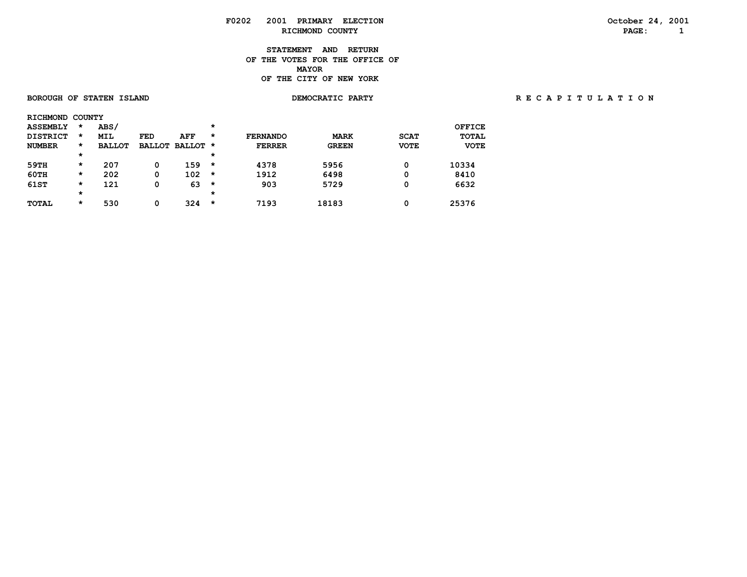F0202 2001 PRIMARY ELECTION
RICHMOND COUNTY

October 24, 2001

# STATEMENT AND RETURN OF THE VOTES FOR THE OFFICE OF MAYOR OF THE CITY OF NEW YORK

BOROUGH OF STATEN ISLAND

DEMOCRATIC PARTY

R E C A P I T U L A T I O N

RICHMOND COUNTY

| ASSEMBLY DISTRICT NUMBER | ABS/ MIL BALLOT | FED BALLOT | AFF BALLOT | FERNANDO FERRER | MARK GREEN | SCAT VOTE | OFFICE TOTAL VOTE |
|---|---|---|---|---|---|---|---|
| 59TH | 207 | 0 | 159 | 4378 | 5956 | 0 | 10334 |
| 60TH | 202 | 0 | 102 | 1912 | 6498 | 0 | 8410 |
| 61ST | 121 | 0 | 63 | 903 | 5729 | 0 | 6632 |
| TOTAL | 530 | 0 | 324 | 7193 | 18183 | 0 | 25376 |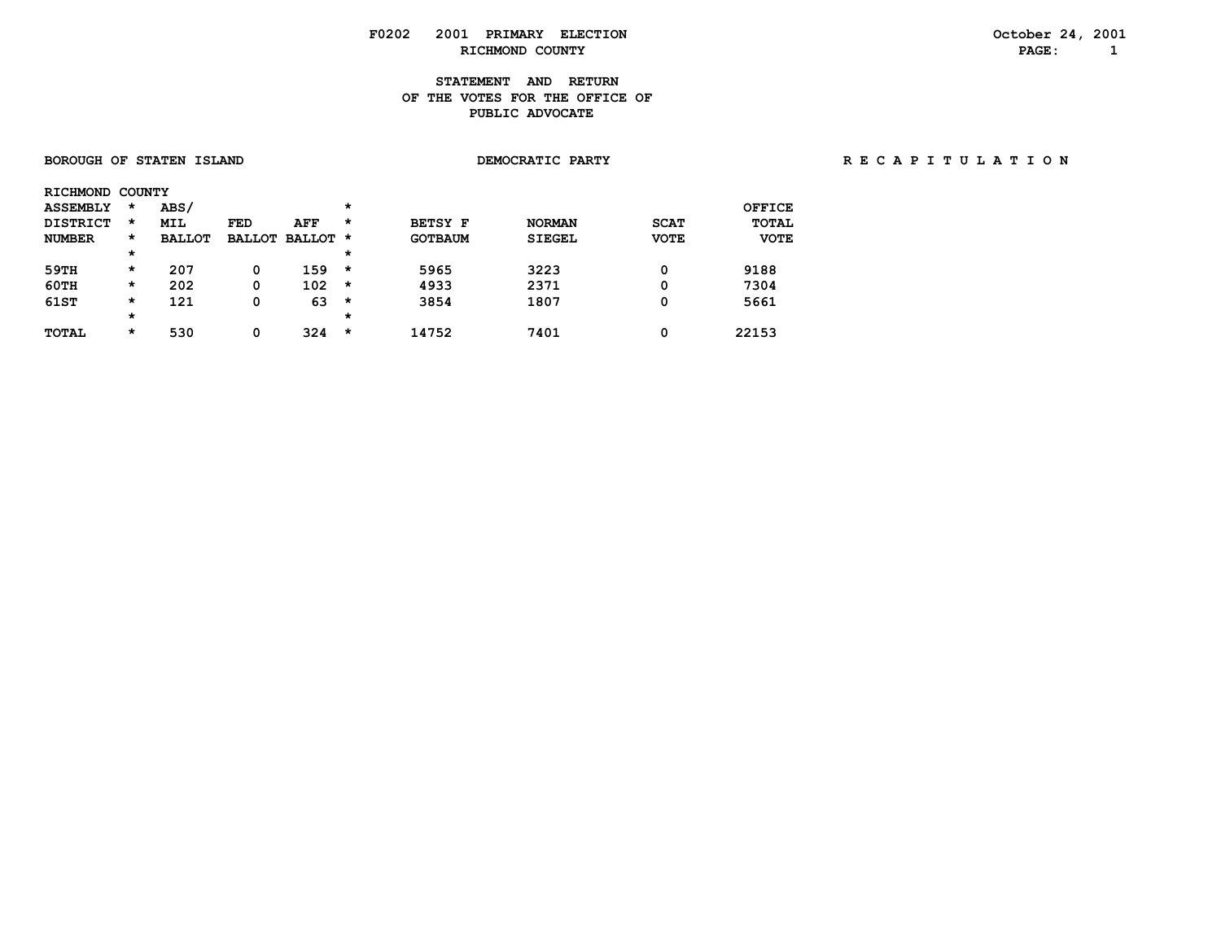F0202 2001 PRIMARY ELECTION

RICHMOND COUNTY

October 24, 2001

## STATEMENT AND RETURN OF THE VOTES FOR THE OFFICE OF PUBLIC ADVOCATE

BOROUGH OF STATEN ISLAND — DEMOCRATIC PARTY — R E C A P I T U L A T I O N

RICHMOND COUNTY

| ASSEMBLY DISTRICT NUMBER | ABS/ MIL BALLOT | FED BALLOT | AFF BALLOT | BETSY F GOTBAUM | NORMAN SIEGEL | SCAT VOTE | OFFICE TOTAL VOTE |
|---|---|---|---|---|---|---|---|
| 59TH | 207 | 0 | 159 | 5965 | 3223 | 0 | 9188 |
| 60TH | 202 | 0 | 102 | 4933 | 2371 | 0 | 7304 |
| 61ST | 121 | 0 | 63 | 3854 | 1807 | 0 | 5661 |
| TOTAL | 530 | 0 | 324 | 14752 | 7401 | 0 | 22153 |